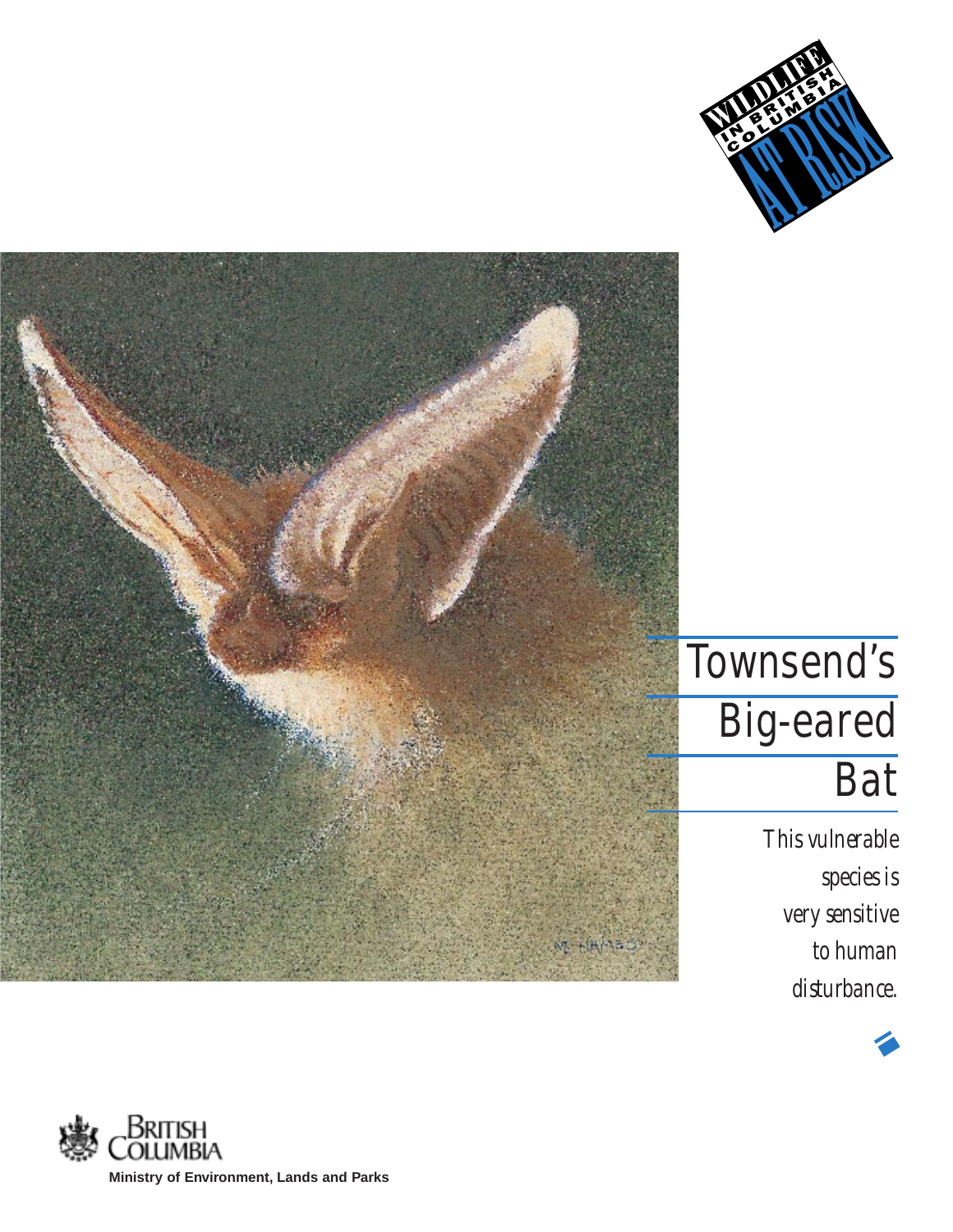WILDLIFE IN BRITISH COLUMBIA AT RISK

# Townsend's Big-eared Bat

*This vulnerable species is very sensitive to human disturbance.*

British Columbia

Ministry of Environment, Lands and Parks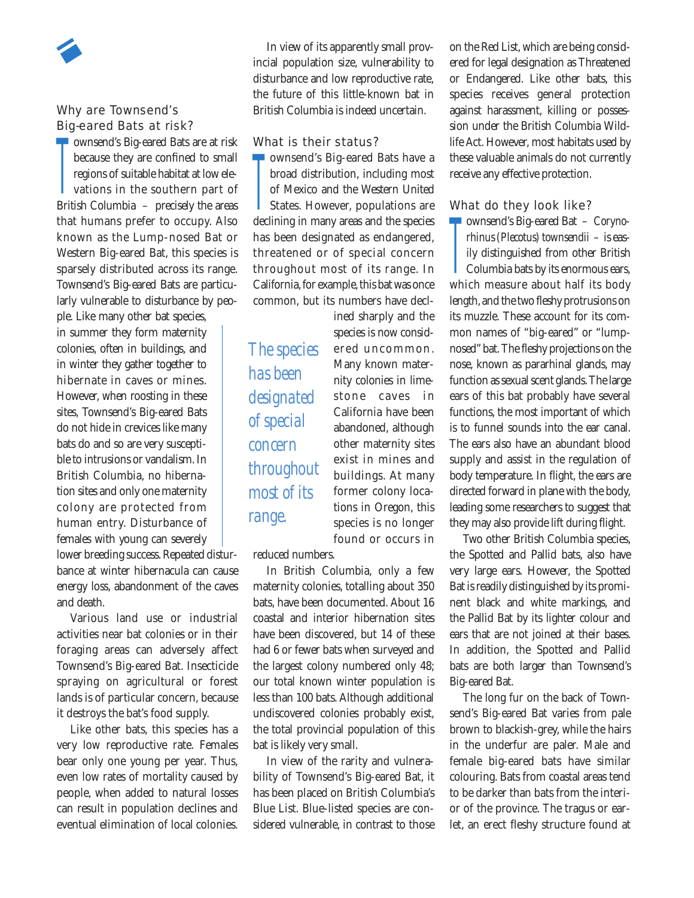## Why are Townsend's Big-eared Bats at risk?

Townsend's Big-eared Bats are at risk because they are confined to small regions of suitable habitat at low elevations in the southern part of British Columbia – precisely the areas that humans prefer to occupy. Also known as the Lump-nosed Bat or Western Big-eared Bat, this species is sparsely distributed across its range. Townsend's Big-eared Bats are particularly vulnerable to disturbance by people. Like many other bat species, in summer they form maternity colonies, often in buildings, and in winter they gather together to hibernate in caves or mines. However, when roosting in these sites, Townsend's Big-eared Bats do not hide in crevices like many bats do and so are very susceptible to intrusions or vandalism. In British Columbia, no hibernation sites and only one maternity colony are protected from human entry. Disturbance of females with young can severely lower breeding success. Repeated disturbance at winter hibernacula can cause energy loss, abandonment of the caves and death.

Various land use or industrial activities near bat colonies or in their foraging areas can adversely affect Townsend's Big-eared Bat. Insecticide spraying on agricultural or forest lands is of particular concern, because it destroys the bat's food supply.

Like other bats, this species has a very low reproductive rate. Females bear only one young per year. Thus, even low rates of mortality caused by people, when added to natural losses can result in population declines and eventual elimination of local colonies.

In view of its apparently small provincial population size, vulnerability to disturbance and low reproductive rate, the future of this little-known bat in British Columbia is indeed uncertain.

## What is their status?

Townsend's Big-eared Bats have a broad distribution, including most of Mexico and the Western United States. However, populations are declining in many areas and the species has been designated as endangered, threatened or of special concern throughout most of its range. In California, for example, this bat was once common, but its numbers have declined sharply and the species is now considered uncommon. Many known maternity colonies in limestone caves in California have been abandoned, although other maternity sites exist in mines and buildings. At many former colony locations in Oregon, this species is no longer found or occurs in reduced numbers.

*The species has been designated of special concern throughout most of its range.*

In British Columbia, only a few maternity colonies, totalling about 350 bats, have been documented. About 16 coastal and interior hibernation sites have been discovered, but 14 of these had 6 or fewer bats when surveyed and the largest colony numbered only 48; our total known winter population is less than 100 bats. Although additional undiscovered colonies probably exist, the total provincial population of this bat is likely very small.

In view of the rarity and vulnerability of Townsend's Big-eared Bat, it has been placed on British Columbia's Blue List. Blue-listed species are considered vulnerable, in contrast to those on the Red List, which are being considered for legal designation as Threatened or Endangered. Like other bats, this species receives general protection against harassment, killing or possession under the British Columbia Wildlife Act. However, most habitats used by these valuable animals do not currently receive any effective protection.

## What do they look like?

Townsend's Big-eared Bat – *Corynorhinus (Plecotus) townsendii* – is easily distinguished from other British Columbia bats by its enormous ears, which measure about half its body length, and the two fleshy protrusions on its muzzle. These account for its common names of "big-eared" or "lump-nosed" bat. The fleshy projections on the nose, known as pararhinal glands, may function as sexual scent glands. The large ears of this bat probably have several functions, the most important of which is to funnel sounds into the ear canal. The ears also have an abundant blood supply and assist in the regulation of body temperature. In flight, the ears are directed forward in plane with the body, leading some researchers to suggest that they may also provide lift during flight.

Two other British Columbia species, the Spotted and Pallid bats, also have very large ears. However, the Spotted Bat is readily distinguished by its prominent black and white markings, and the Pallid Bat by its lighter colour and ears that are not joined at their bases. In addition, the Spotted and Pallid bats are both larger than Townsend's Big-eared Bat.

The long fur on the back of Townsend's Big-eared Bat varies from pale brown to blackish-grey, while the hairs in the underfur are paler. Male and female big-eared bats have similar colouring. Bats from coastal areas tend to be darker than bats from the interior of the province. The tragus or earlet, an erect fleshy structure found at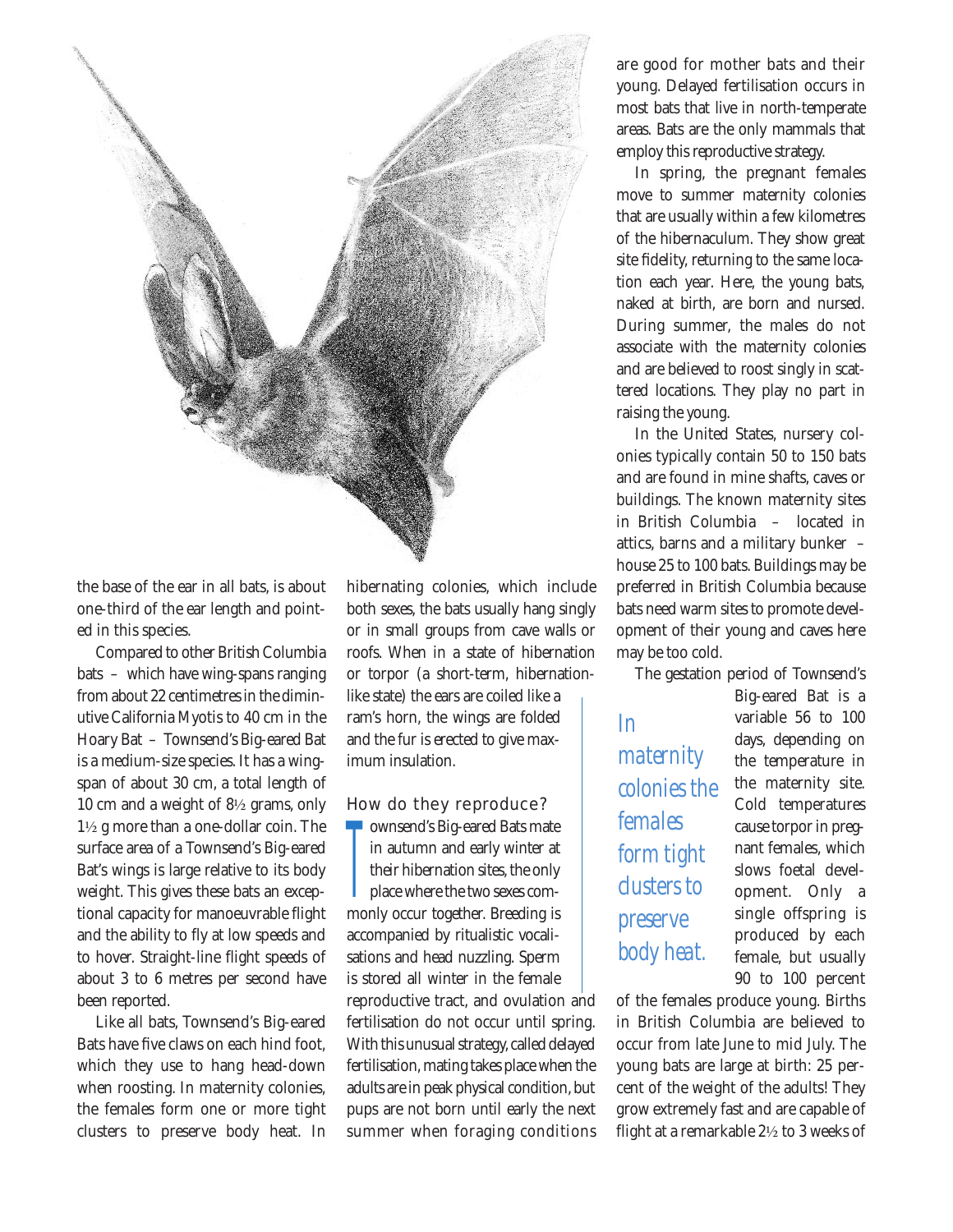the base of the ear in all bats, is about one-third of the ear length and pointed in this species.

Compared to other British Columbia bats – which have wing-spans ranging from about 22 centimetres in the diminutive California Myotis to 40 cm in the Hoary Bat – Townsend's Big-eared Bat is a medium-size species. It has a wingspan of about 30 cm, a total length of 10 cm and a weight of 8½ grams, only 1½ g more than a one-dollar coin. The surface area of a Townsend's Big-eared Bat's wings is large relative to its body weight. This gives these bats an exceptional capacity for manoeuvrable flight and the ability to fly at low speeds and to hover. Straight-line flight speeds of about 3 to 6 metres per second have been reported.

Like all bats, Townsend's Big-eared Bats have five claws on each hind foot, which they use to hang head-down when roosting. In maternity colonies, the females form one or more tight clusters to preserve body heat. In hibernating colonies, which include both sexes, the bats usually hang singly or in small groups from cave walls or roofs. When in a state of hibernation or torpor (a short-term, hibernation-like state) the ears are coiled like a ram's horn, the wings are folded and the fur is erected to give maximum insulation.

## How do they reproduce?

Townsend's Big-eared Bats mate in autumn and early winter at their hibernation sites, the only place where the two sexes commonly occur together. Breeding is accompanied by ritualistic vocalisations and head nuzzling. Sperm is stored all winter in the female reproductive tract, and ovulation and fertilisation do not occur until spring. With this unusual strategy, called delayed fertilisation, mating takes place when the adults are in peak physical condition, but pups are not born until early the next summer when foraging conditions are good for mother bats and their young. Delayed fertilisation occurs in most bats that live in north-temperate areas. Bats are the only mammals that employ this reproductive strategy.

In spring, the pregnant females move to summer maternity colonies that are usually within a few kilometres of the hibernaculum. They show great site fidelity, returning to the same location each year. Here, the young bats, naked at birth, are born and nursed. During summer, the males do not associate with the maternity colonies and are believed to roost singly in scattered locations. They play no part in raising the young.

In the United States, nursery colonies typically contain 50 to 150 bats and are found in mine shafts, caves or buildings. The known maternity sites in British Columbia – located in attics, barns and a military bunker – house 25 to 100 bats. Buildings may be preferred in British Columbia because bats need warm sites to promote development of their young and caves here may be too cold.

*In maternity colonies the females form tight clusters to preserve body heat.*

The gestation period of Townsend's Big-eared Bat is a variable 56 to 100 days, depending on the temperature in the maternity site. Cold temperatures cause torpor in pregnant females, which slows foetal development. Only a single offspring is produced by each female, but usually 90 to 100 percent of the females produce young. Births in British Columbia are believed to occur from late June to mid July. The young bats are large at birth: 25 percent of the weight of the adults! They grow extremely fast and are capable of flight at a remarkable 2½ to 3 weeks of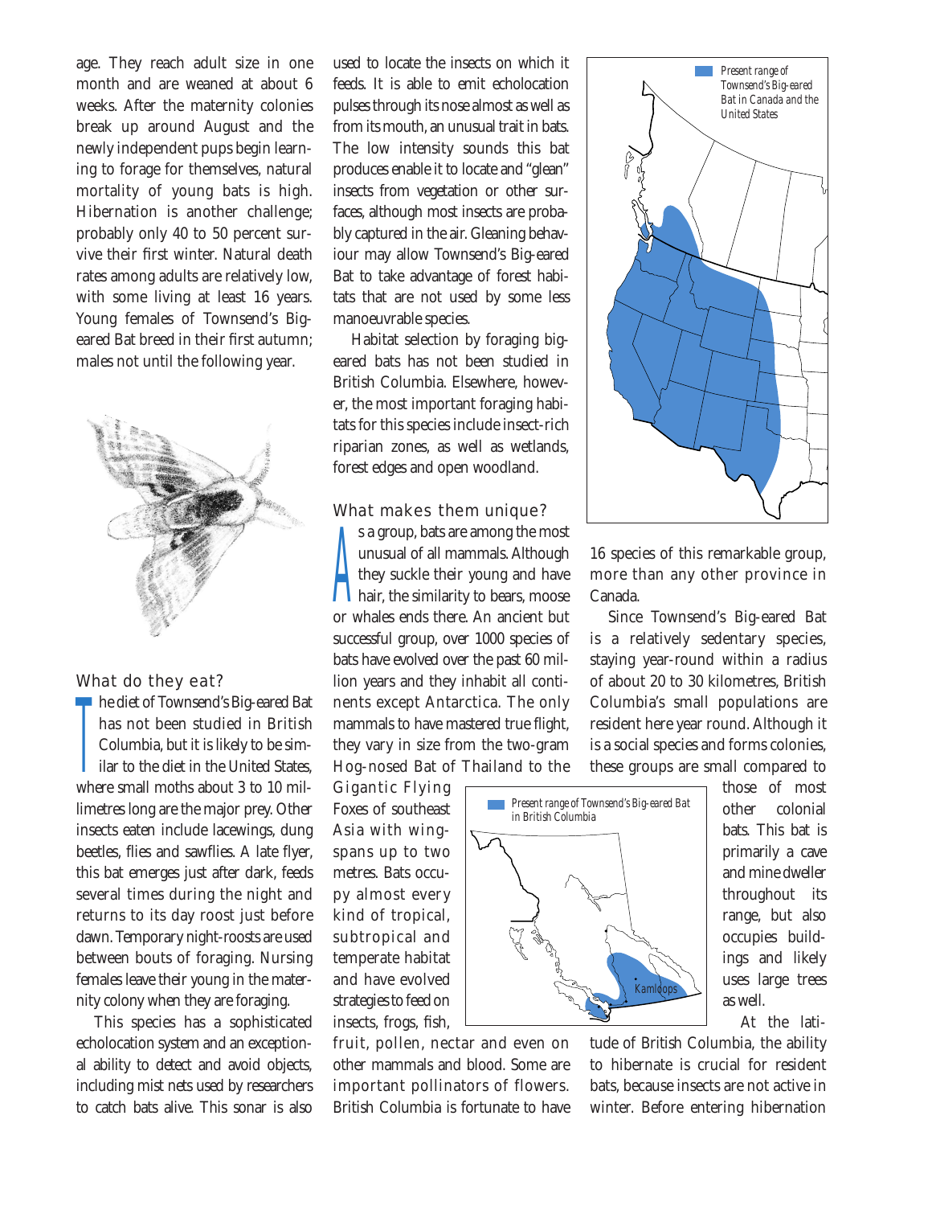age. They reach adult size in one month and are weaned at about 6 weeks. After the maternity colonies break up around August and the newly independent pups begin learning to forage for themselves, natural mortality of young bats is high. Hibernation is another challenge; probably only 40 to 50 percent survive their first winter. Natural death rates among adults are relatively low, with some living at least 16 years. Young females of Townsend's Big-eared Bat breed in their first autumn; males not until the following year.

## What do they eat?

The diet of Townsend's Big-eared Bat has not been studied in British Columbia, but it is likely to be similar to the diet in the United States, where small moths about 3 to 10 millimetres long are the major prey. Other insects eaten include lacewings, dung beetles, flies and sawflies. A late flyer, this bat emerges just after dark, feeds several times during the night and returns to its day roost just before dawn. Temporary night-roosts are used between bouts of foraging. Nursing females leave their young in the maternity colony when they are foraging.

This species has a sophisticated echolocation system and an exceptional ability to detect and avoid objects, including mist nets used by researchers to catch bats alive. This sonar is also used to locate the insects on which it feeds. It is able to emit echolocation pulses through its nose almost as well as from its mouth, an unusual trait in bats. The low intensity sounds this bat produces enable it to locate and "glean" insects from vegetation or other surfaces, although most insects are probably captured in the air. Gleaning behaviour may allow Townsend's Big-eared Bat to take advantage of forest habitats that are not used by some less manoeuvrable species.

Habitat selection by foraging big-eared bats has not been studied in British Columbia. Elsewhere, however, the most important foraging habitats for this species include insect-rich riparian zones, as well as wetlands, forest edges and open woodland.

## What makes them unique?

As a group, bats are among the most unusual of all mammals. Although they suckle their young and have hair, the similarity to bears, moose or whales ends there. An ancient but successful group, over 1000 species of bats have evolved over the past 60 million years and they inhabit all continents except Antarctica. The only mammals to have mastered true flight, they vary in size from the two-gram Hog-nosed Bat of Thailand to the Gigantic Flying Foxes of southeast Asia with wingspans up to two metres. Bats occupy almost every kind of tropical, subtropical and temperate habitat and have evolved strategies to feed on insects, frogs, fish, fruit, pollen, nectar and even on other mammals and blood. Some are important pollinators of flowers. British Columbia is fortunate to have 16 species of this remarkable group, more than any other province in Canada.

Since Townsend's Big-eared Bat is a relatively sedentary species, staying year-round within a radius of about 20 to 30 kilometres, British Columbia's small populations are resident here year round. Although it is a social species and forms colonies, these groups are small compared to those of most other colonial bats. This bat is primarily a cave and mine dweller throughout its range, but also occupies buildings and likely uses large trees as well.

At the latitude of British Columbia, the ability to hibernate is crucial for resident bats, because insects are not active in winter. Before entering hibernation

Present range of Townsend's Big-eared Bat in Canada and the United States

Present range of Townsend's Big-eared Bat in British Columbia

Kamloops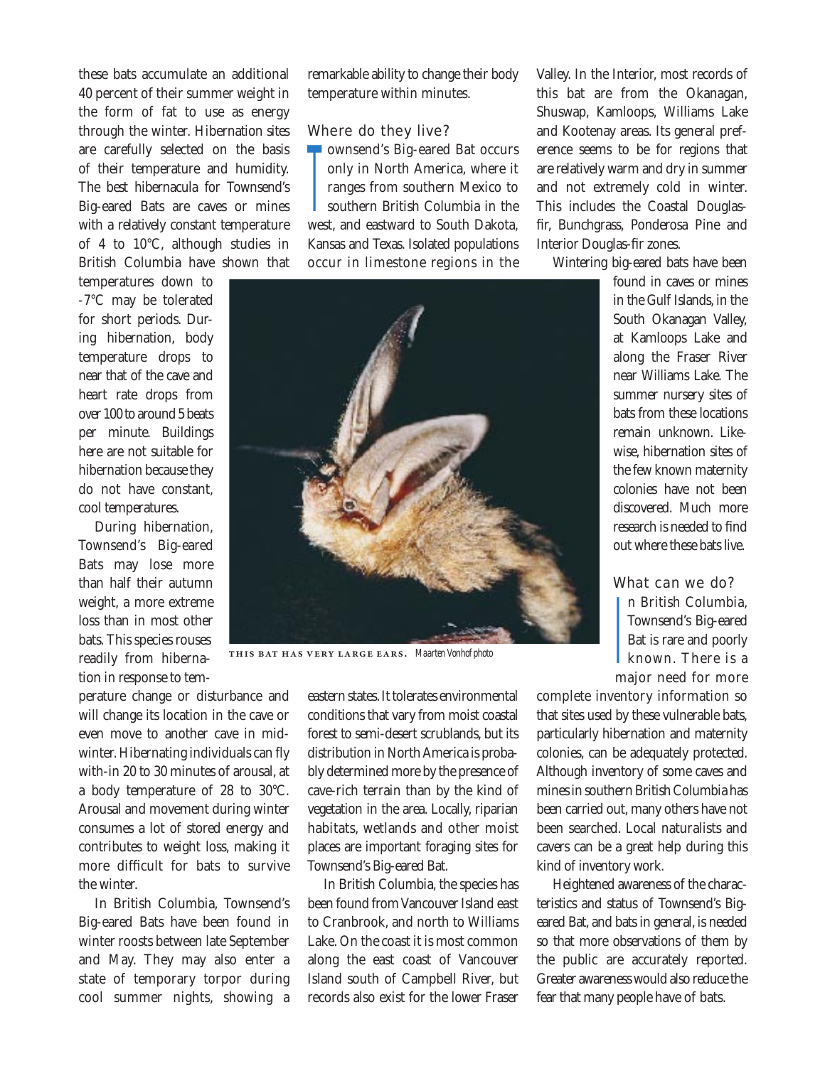these bats accumulate an additional 40 percent of their summer weight in the form of fat to use as energy through the winter. Hibernation sites are carefully selected on the basis of their temperature and humidity. The best hibernacula for Townsend's Big-eared Bats are caves or mines with a relatively constant temperature of 4 to 10°C, although studies in British Columbia have shown that temperatures down to -7°C may be tolerated for short periods. During hibernation, body temperature drops to near that of the cave and heart rate drops from over 100 to around 5 beats per minute. Buildings here are not suitable for hibernation because they do not have constant, cool temperatures.

During hibernation, Townsend's Big-eared Bats may lose more than half their autumn weight, a more extreme loss than in most other bats. This species rouses readily from hibernation in response to temperature change or disturbance and will change its location in the cave or even move to another cave in mid-winter. Hibernating individuals can fly with-in 20 to 30 minutes of arousal, at a body temperature of 28 to 30°C. Arousal and movement during winter consumes a lot of stored energy and contributes to weight loss, making it more difficult for bats to survive the winter.

In British Columbia, Townsend's Big-eared Bats have been found in winter roosts between late September and May. They may also enter a state of temporary torpor during cool summer nights, showing a remarkable ability to change their body temperature within minutes.

## Where do they live?

Townsend's Big-eared Bat occurs only in North America, where it ranges from southern Mexico to southern British Columbia in the west, and eastward to South Dakota, Kansas and Texas. Isolated populations occur in limestone regions in the eastern states. It tolerates environmental conditions that vary from moist coastal forest to semi-desert scrublands, but its distribution in North America is probably determined more by the presence of cave-rich terrain than by the kind of vegetation in the area. Locally, riparian habitats, wetlands and other moist places are important foraging sites for Townsend's Big-eared Bat.

In British Columbia, the species has been found from Vancouver Island east to Cranbrook, and north to Williams Lake. On the coast it is most common along the east coast of Vancouver Island south of Campbell River, but records also exist for the lower Fraser Valley. In the Interior, most records of this bat are from the Okanagan, Shuswap, Kamloops, Williams Lake and Kootenay areas. Its general preference seems to be for regions that are relatively warm and dry in summer and not extremely cold in winter. This includes the Coastal Douglas-fir, Bunchgrass, Ponderosa Pine and Interior Douglas-fir zones.

Wintering big-eared bats have been found in caves or mines in the Gulf Islands, in the South Okanagan Valley, at Kamloops Lake and along the Fraser River near Williams Lake. The summer nursery sites of bats from these locations remain unknown. Likewise, hibernation sites of the few known maternity colonies have not been discovered. Much more research is needed to find out where these bats live.

THIS BAT HAS VERY LARGE EARS. *Maarten Vonhof photo*

## What can we do?

In British Columbia, Townsend's Big-eared Bat is rare and poorly known. There is a major need for more complete inventory information so that sites used by these vulnerable bats, particularly hibernation and maternity colonies, can be adequately protected. Although inventory of some caves and mines in southern British Columbia has been carried out, many others have not been searched. Local naturalists and cavers can be a great help during this kind of inventory work.

Heightened awareness of the characteristics and status of Townsend's Big-eared Bat, and bats in general, is needed so that more observations of them by the public are accurately reported. Greater awareness would also reduce the fear that many people have of bats.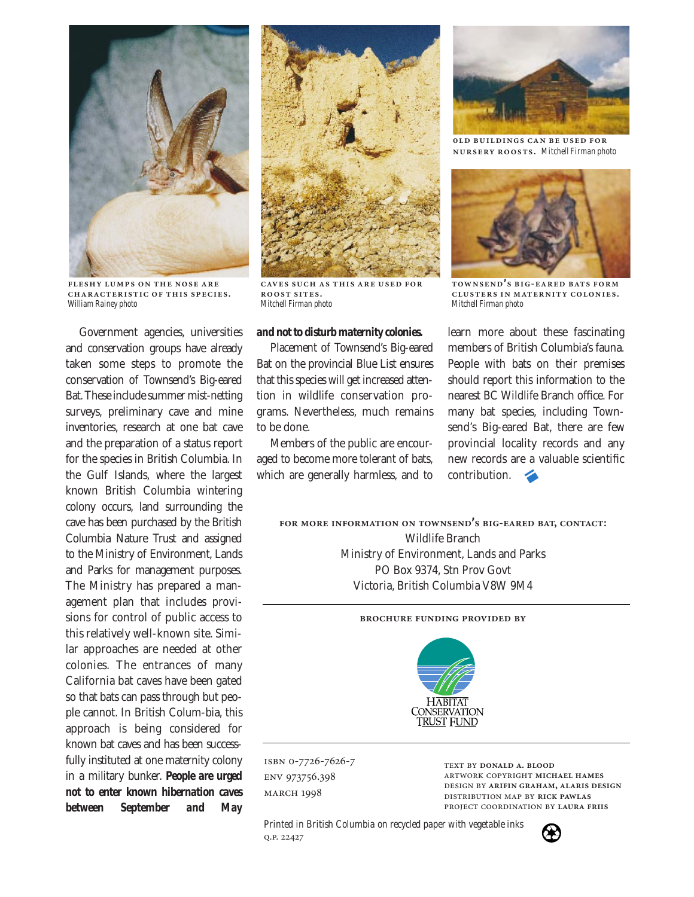FLESHY LUMPS ON THE NOSE ARE CHARACTERISTIC OF THIS SPECIES. *William Rainey photo*

CAVES SUCH AS THIS ARE USED FOR ROOST SITES. *Mitchell Firman photo*

OLD BUILDINGS CAN BE USED FOR NURSERY ROOSTS. *Mitchell Firman photo*

TOWNSEND'S BIG-EARED BATS FORM CLUSTERS IN MATERNITY COLONIES. *Mitchell Firman photo*

Government agencies, universities and conservation groups have already taken some steps to promote the conservation of Townsend's Big-eared Bat. These include summer mist-netting surveys, preliminary cave and mine inventories, research at one bat cave and the preparation of a status report for the species in British Columbia. In the Gulf Islands, where the largest known British Columbia wintering colony occurs, land surrounding the cave has been purchased by the British Columbia Nature Trust and assigned to the Ministry of Environment, Lands and Parks for management purposes. The Ministry has prepared a management plan that includes provisions for control of public access to this relatively well-known site. Similar approaches are needed at other colonies. The entrances of many California bat caves have been gated so that bats can pass through but people cannot. In British Colum-bia, this approach is being considered for known bat caves and has been successfully instituted at one maternity colony in a military bunker. **People are urged not to enter known hibernation caves between September and May and not to disturb maternity colonies.**

Placement of Townsend's Big-eared Bat on the provincial Blue List ensures that this species will get increased attention in wildlife conservation programs. Nevertheless, much remains to be done.

Members of the public are encouraged to become more tolerant of bats, which are generally harmless, and to learn more about these fascinating members of British Columbia's fauna. People with bats on their premises should report this information to the nearest BC Wildlife Branch office. For many bat species, including Townsend's Big-eared Bat, there are few provincial locality records and any new records are a valuable scientific contribution.

FOR MORE INFORMATION ON TOWNSEND'S BIG-EARED BAT, CONTACT:
Wildlife Branch
Ministry of Environment, Lands and Parks
PO Box 9374, Stn Prov Govt
Victoria, British Columbia V8W 9M4

BROCHURE FUNDING PROVIDED BY

HABITAT CONSERVATION TRUST FUND

ISBN 0-7726-7626-7
ENV 973756.398
MARCH 1998

TEXT BY **DONALD A. BLOOD**
ARTWORK COPYRIGHT **MICHAEL HAMES**
DESIGN BY **ARIFIN GRAHAM, ALARIS DESIGN**
DISTRIBUTION MAP BY **RICK PAWLAS**
PROJECT COORDINATION BY **LAURA FRIIS**

*Printed in British Columbia on recycled paper with vegetable inks*
Q.P. 22427